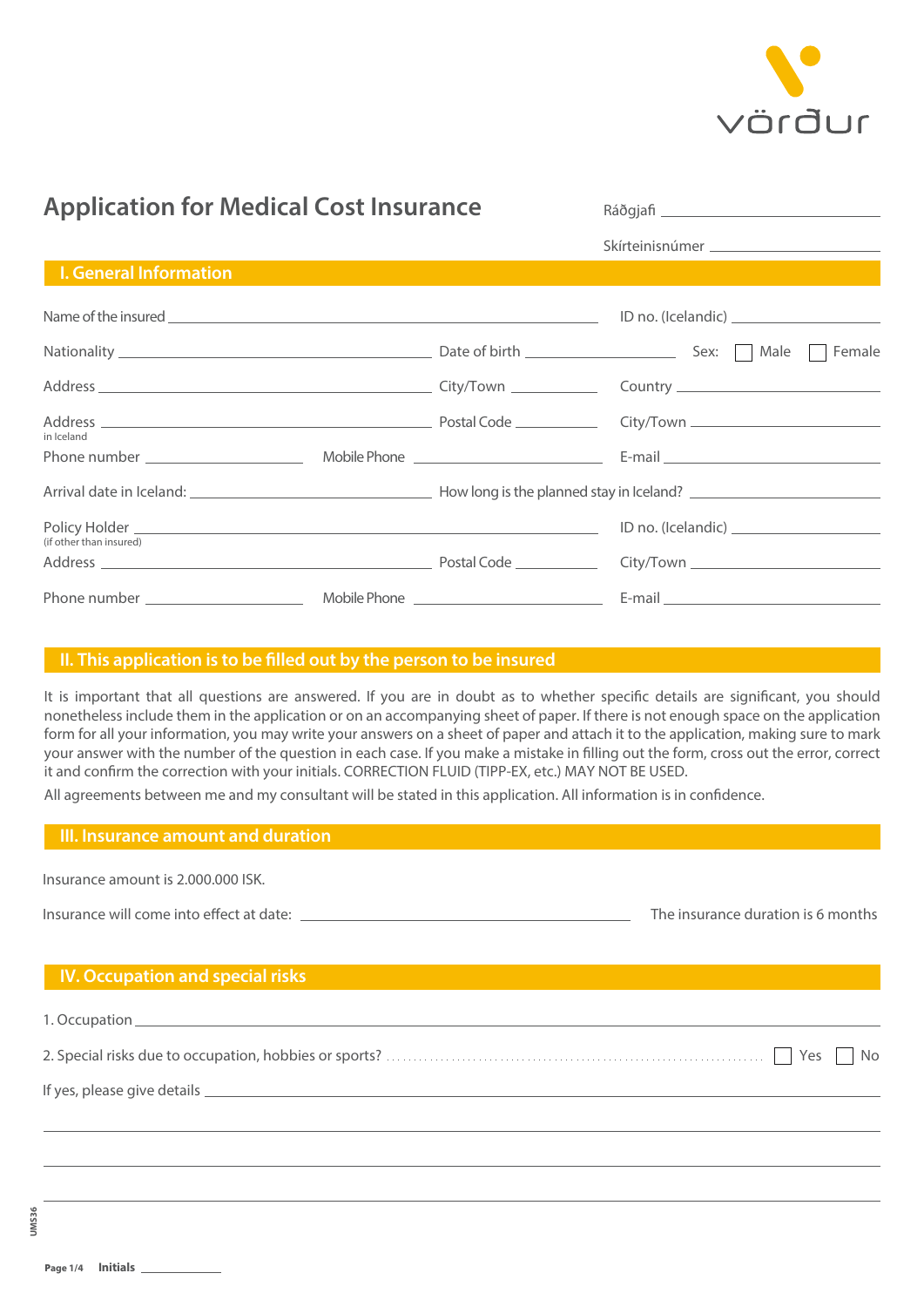vörður

# Application for Medical Cost Insurance

Ráðgjafi ______________________

Skírteinisnúmer ______________________

## I. General Information

Name of the insured ______________________ ID no. (Icelandic) ______________________

Nationality ______________________ Date of birth ______________________ Sex: ☐ Male ☐ Female

Address ______________________ City/Town ______________________ Country ______________________

Address (in Iceland) ______________________ Postal Code ______________________ City/Town ______________________

Phone number ______________________ Mobile Phone ______________________ E-mail ______________________

Arrival date in Iceland: ______________________ How long is the planned stay in Iceland? ______________________

Policy Holder (if other than insured) ______________________ ID no. (Icelandic) ______________________

Address ______________________ Postal Code ______________________ City/Town ______________________

Phone number ______________________ Mobile Phone ______________________ E-mail ______________________

## II. This application is to be filled out by the person to be insured

It is important that all questions are answered. If you are in doubt as to whether specific details are significant, you should nonetheless include them in the application or on an accompanying sheet of paper. If there is not enough space on the application form for all your information, you may write your answers on a sheet of paper and attach it to the application, making sure to mark your answer with the number of the question in each case. If you make a mistake in filling out the form, cross out the error, correct it and confirm the correction with your initials. CORRECTION FLUID (TIPP-EX, etc.) MAY NOT BE USED.

All agreements between me and my consultant will be stated in this application. All information is in confidence.

## III. Insurance amount and duration

Insurance amount is 2.000.000 ISK.

Insurance will come into effect at date: ______________________ The insurance duration is 6 months

## IV. Occupation and special risks

1. Occupation ______________________

2. Special risks due to occupation, hobbies or sports? ☐ Yes ☐ No

If yes, please give details ______________________

______________________

______________________

______________________

UMS36

Initials ______________________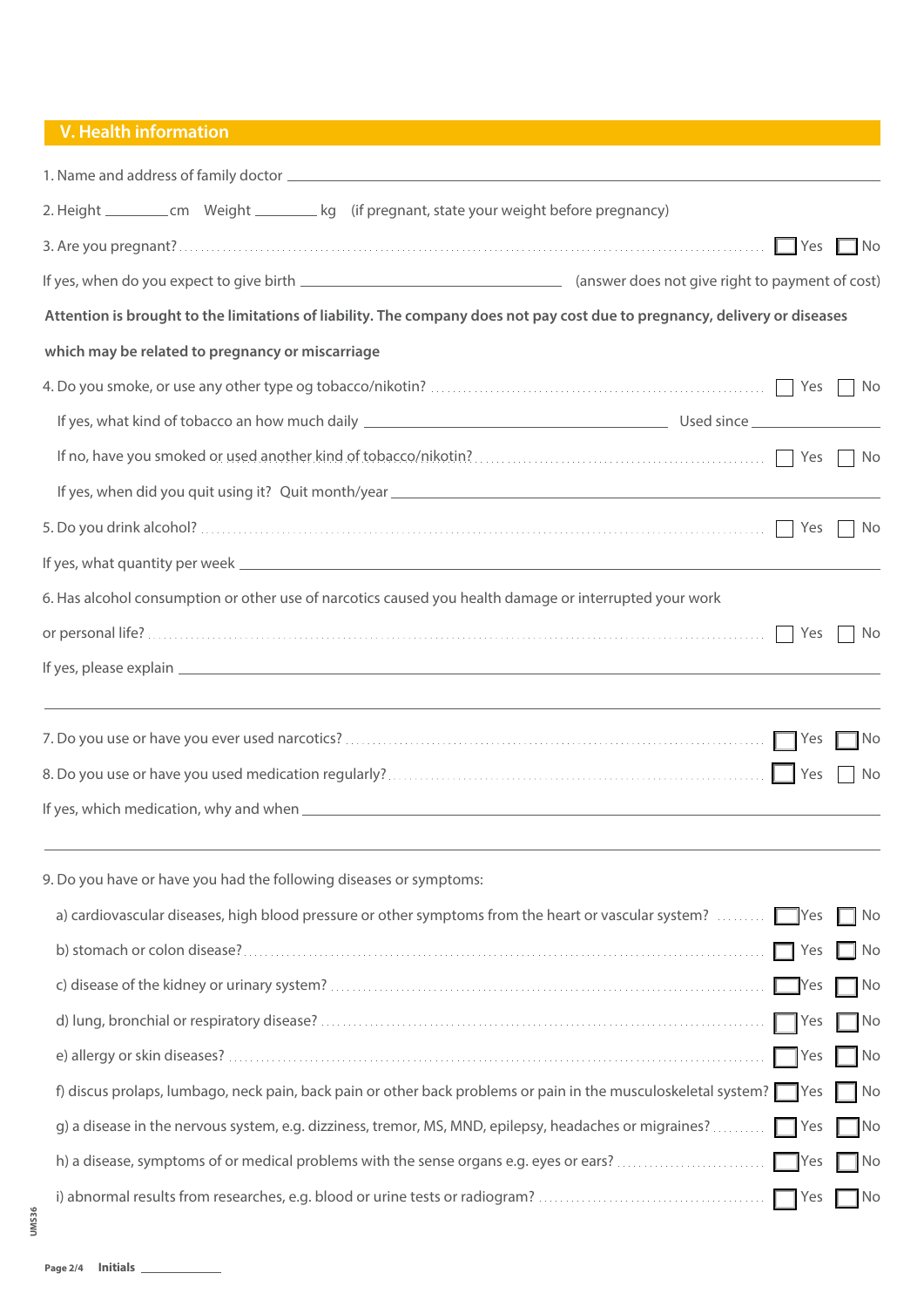## V. Health information

1. Name and address of family doctor ______________________________

2. Height ________ cm  Weight ________ kg  (if pregnant, state your weight before pregnancy)

3. Are you pregnant? ☐ Yes ☐ No

If yes, when do you expect to give birth ______________________________ (answer does not give right to payment of cost)

**Attention is brought to the limitations of liability. The company does not pay cost due to pregnancy, delivery or diseases which may be related to pregnancy or miscarriage**

4. Do you smoke, or use any other type og tobacco/nikotin? ☐ Yes ☐ No

   If yes, what kind of tobacco an how much daily ______________________________ Used since ______________

   If no, have you smoked or used another kind of tobacco/nikotin? ☐ Yes ☐ No

   If yes, when did you quit using it? Quit month/year ______________________________

5. Do you drink alcohol? ☐ Yes ☐ No

If yes, what quantity per week ______________________________

6. Has alcohol consumption or other use of narcotics caused you health damage or interrupted your work or personal life? ☐ Yes ☐ No

If yes, please explain ______________________________

______________________________

7. Do you use or have you ever used narcotics? ☐ Yes ☐ No

8. Do you use or have you used medication regularly? ☐ Yes ☐ No

If yes, which medication, why and when ______________________________

______________________________

9. Do you have or have you had the following diseases or symptoms:

   a) cardiovascular diseases, high blood pressure or other symptoms from the heart or vascular system? ☐ Yes ☐ No

   b) stomach or colon disease? ☐ Yes ☐ No

   c) disease of the kidney or urinary system? ☐ Yes ☐ No

   d) lung, bronchial or respiratory disease? ☐ Yes ☐ No

   e) allergy or skin diseases? ☐ Yes ☐ No

   f) discus prolaps, lumbago, neck pain, back pain or other back problems or pain in the musculoskeletal system? ☐ Yes ☐ No

   g) a disease in the nervous system, e.g. dizziness, tremor, MS, MND, epilepsy, headaches or migraines? ☐ Yes ☐ No

   h) a disease, symptoms of or medical problems with the sense organs e.g. eyes or ears? ☐ Yes ☐ No

   i) abnormal results from researches, e.g. blood or urine tests or radiogram? ☐ Yes ☐ No

UMS36

**Initials** ____________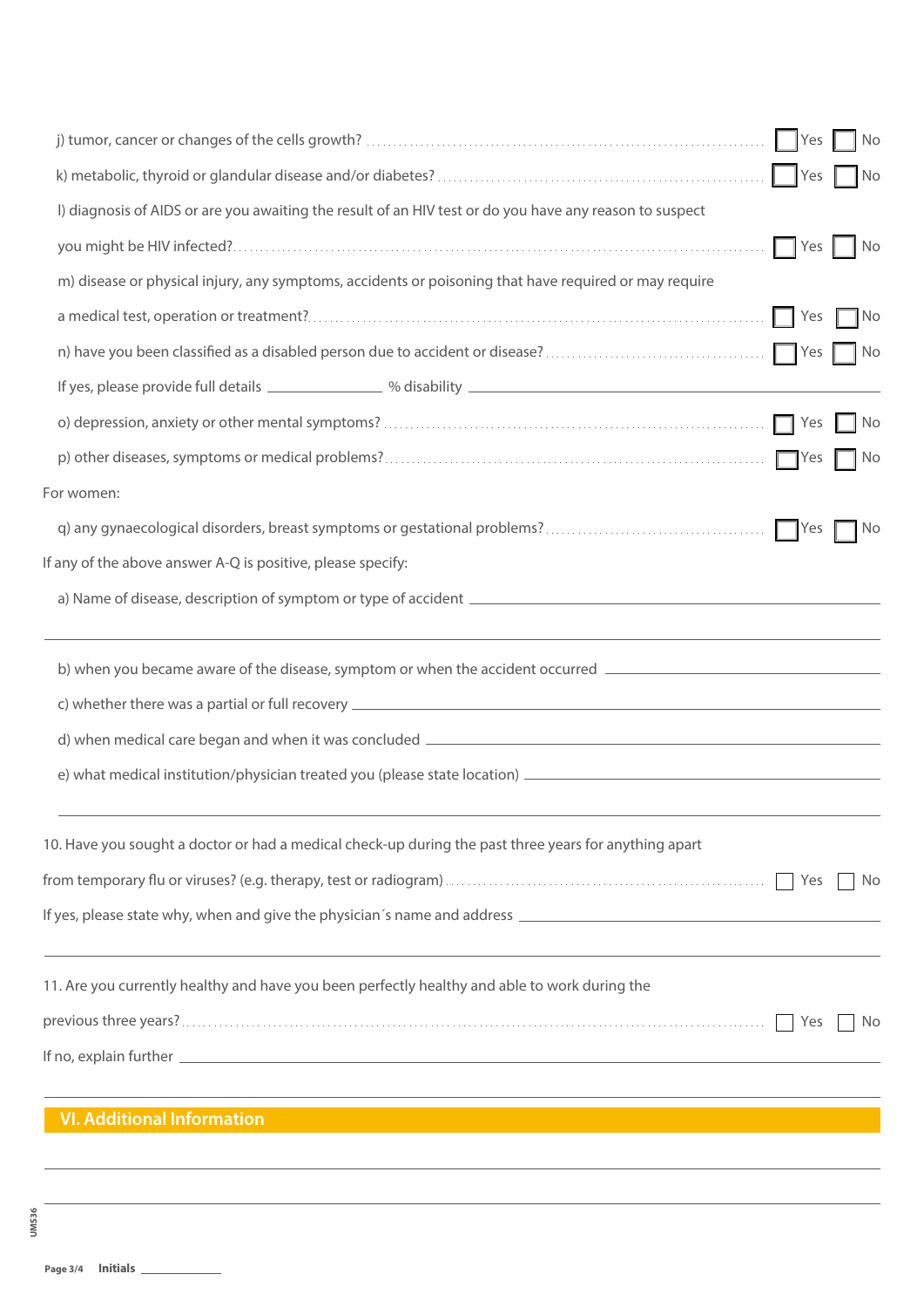j) tumor, cancer or changes of the cells growth? ☐ Yes ☐ No

k) metabolic, thyroid or glandular disease and/or diabetes? ☐ Yes ☐ No

l) diagnosis of AIDS or are you awaiting the result of an HIV test or do you have any reason to suspect you might be HIV infected? ☐ Yes ☐ No

m) disease or physical injury, any symptoms, accidents or poisoning that have required or may require a medical test, operation or treatment? ☐ Yes ☐ No

n) have you been classified as a disabled person due to accident or disease? ☐ Yes ☐ No

If yes, please provide full details ______________ % disability ______________

o) depression, anxiety or other mental symptoms? ☐ Yes ☐ No

p) other diseases, symptoms or medical problems? ☐ Yes ☐ No

For women:

q) any gynaecological disorders, breast symptoms or gestational problems? ☐ Yes ☐ No

If any of the above answer A-Q is positive, please specify:

a) Name of disease, description of symptom or type of accident ______________

______________

b) when you became aware of the disease, symptom or when the accident occurred ______________

c) whether there was a partial or full recovery ______________

d) when medical care began and when it was concluded ______________

e) what medical institution/physician treated you (please state location) ______________

______________

10. Have you sought a doctor or had a medical check-up during the past three years for anything apart from temporary flu or viruses? (e.g. therapy, test or radiogram) ☐ Yes ☐ No

If yes, please state why, when and give the physician´s name and address ______________

______________

11. Are you currently healthy and have you been perfectly healthy and able to work during the previous three years? ☐ Yes ☐ No

If no, explain further ______________

______________

## VI. Additional Information

______________

______________

Initials ______________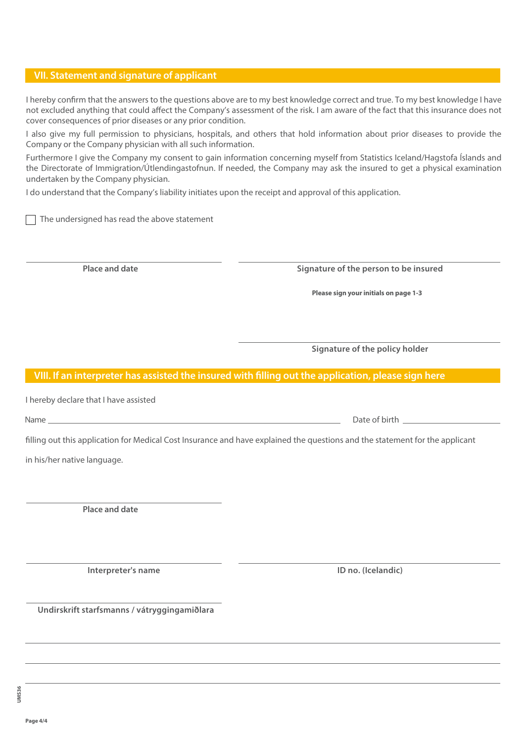## VII. Statement and signature of applicant

I hereby confirm that the answers to the questions above are to my best knowledge correct and true. To my best knowledge I have not excluded anything that could affect the Company's assessment of the risk. I am aware of the fact that this insurance does not cover consequences of prior diseases or any prior condition.

I also give my full permission to physicians, hospitals, and others that hold information about prior diseases to provide the Company or the Company physician with all such information.

Furthermore I give the Company my consent to gain information concerning myself from Statistics Iceland/Hagstofa Íslands and the Directorate of Immigration/Útlendingastofnun. If needed, the Company may ask the insured to get a physical examination undertaken by the Company physician.

I do understand that the Company's liability initiates upon the receipt and approval of this application.

☐ The undersigned has read the above statement

**Place and date**

**Signature of the person to be insured**

**Please sign your initials on page 1-3**

**Signature of the policy holder**

## VIII. If an interpreter has assisted the insured with filling out the application, please sign here

I hereby declare that I have assisted

Name ______________________________ Date of birth ______________

filling out this application for Medical Cost Insurance and have explained the questions and the statement for the applicant in his/her native language.

**Place and date**

**Interpreter's name**

**ID no. (Icelandic)**

**Undirskrift starfsmanns / vátryggingamiðlara**

UMS36